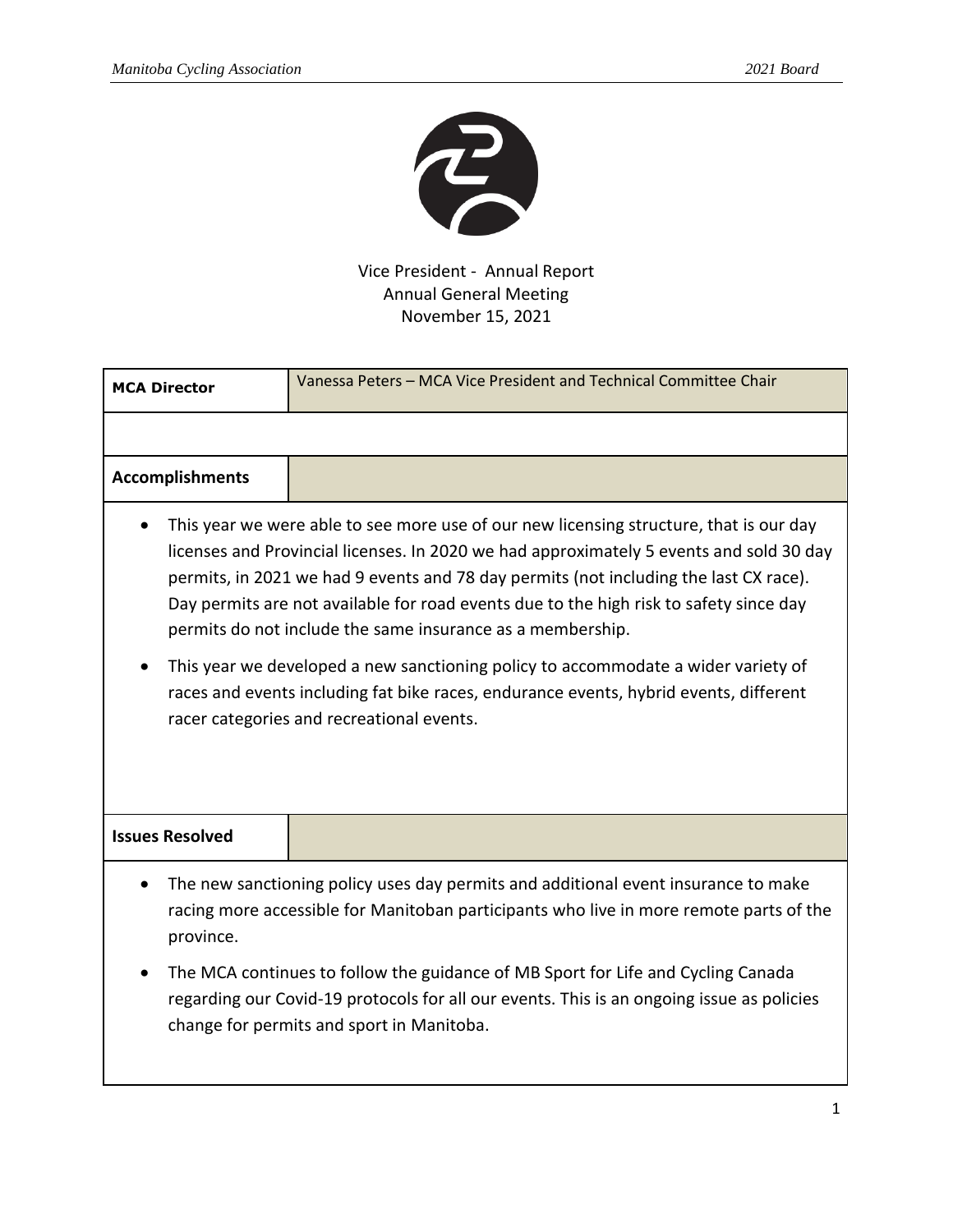Vice President - Annual Report
Annual General Meeting
November 15, 2021

| MCA Director | Vanessa Peters – MCA Vice President and Technical Committee Chair |
|---|---|

## Accomplishments

- This year we were able to see more use of our new licensing structure, that is our day licenses and Provincial licenses. In 2020 we had approximately 5 events and sold 30 day permits, in 2021 we had 9 events and 78 day permits (not including the last CX race). Day permits are not available for road events due to the high risk to safety since day permits do not include the same insurance as a membership.
- This year we developed a new sanctioning policy to accommodate a wider variety of races and events including fat bike races, endurance events, hybrid events, different racer categories and recreational events.

## Issues Resolved

- The new sanctioning policy uses day permits and additional event insurance to make racing more accessible for Manitoban participants who live in more remote parts of the province.
- The MCA continues to follow the guidance of MB Sport for Life and Cycling Canada regarding our Covid-19 protocols for all our events. This is an ongoing issue as policies change for permits and sport in Manitoba.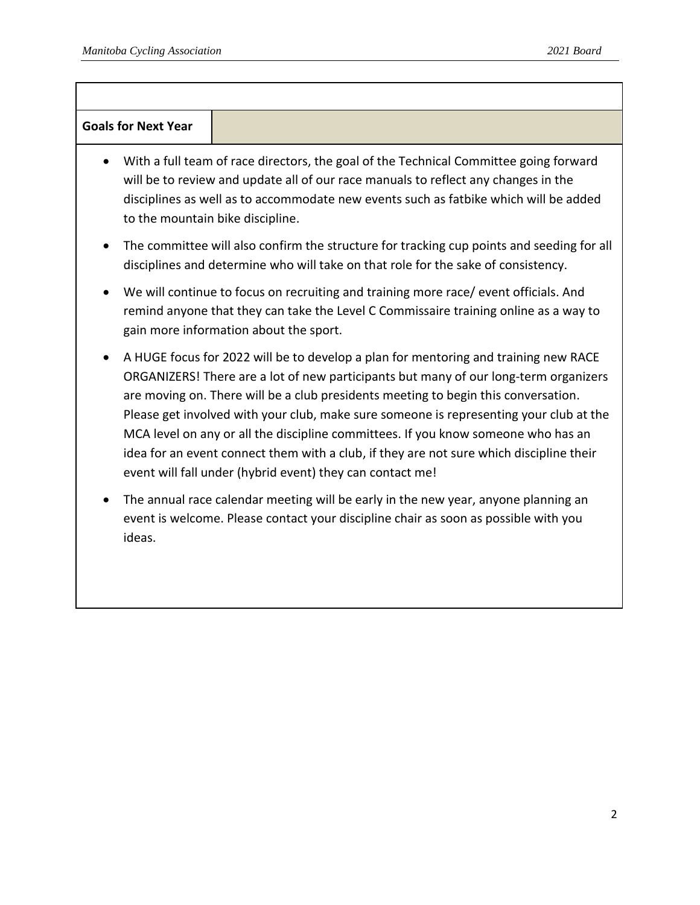**Goals for Next Year**

- With a full team of race directors, the goal of the Technical Committee going forward will be to review and update all of our race manuals to reflect any changes in the disciplines as well as to accommodate new events such as fatbike which will be added to the mountain bike discipline.
- The committee will also confirm the structure for tracking cup points and seeding for all disciplines and determine who will take on that role for the sake of consistency.
- We will continue to focus on recruiting and training more race/ event officials. And remind anyone that they can take the Level C Commissaire training online as a way to gain more information about the sport.
- A HUGE focus for 2022 will be to develop a plan for mentoring and training new RACE ORGANIZERS! There are a lot of new participants but many of our long-term organizers are moving on. There will be a club presidents meeting to begin this conversation. Please get involved with your club, make sure someone is representing your club at the MCA level on any or all the discipline committees. If you know someone who has an idea for an event connect them with a club, if they are not sure which discipline their event will fall under (hybrid event) they can contact me!
- The annual race calendar meeting will be early in the new year, anyone planning an event is welcome. Please contact your discipline chair as soon as possible with you ideas.